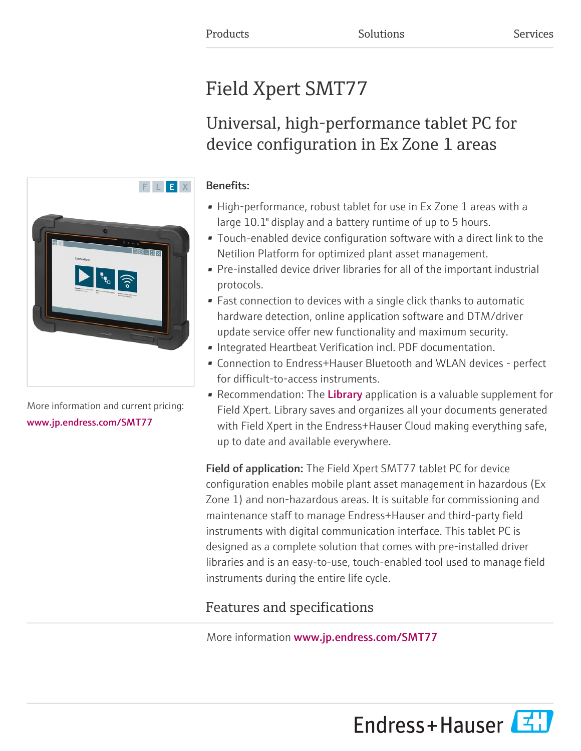Products Solutions Services

# Field Xpert SMT77

## Universal, high-performance tablet PC for device configuration in Ex Zone 1 areas

F L E X

More information and current pricing:
www.jp.endress.com/SMT77

**Benefits:**

- High-performance, robust tablet for use in Ex Zone 1 areas with a large 10.1" display and a battery runtime of up to 5 hours.
- Touch-enabled device configuration software with a direct link to the Netilion Platform for optimized plant asset management.
- Pre-installed device driver libraries for all of the important industrial protocols.
- Fast connection to devices with a single click thanks to automatic hardware detection, online application software and DTM/driver update service offer new functionality and maximum security.
- Integrated Heartbeat Verification incl. PDF documentation.
- Connection to Endress+Hauser Bluetooth and WLAN devices - perfect for difficult-to-access instruments.
- Recommendation: The **Library** application is a valuable supplement for Field Xpert. Library saves and organizes all your documents generated with Field Xpert in the Endress+Hauser Cloud making everything safe, up to date and available everywhere.

**Field of application:** The Field Xpert SMT77 tablet PC for device configuration enables mobile plant asset management in hazardous (Ex Zone 1) and non-hazardous areas. It is suitable for commissioning and maintenance staff to manage Endress+Hauser and third-party field instruments with digital communication interface. This tablet PC is designed as a complete solution that comes with pre-installed driver libraries and is an easy-to-use, touch-enabled tool used to manage field instruments during the entire life cycle.

## Features and specifications

More information **www.jp.endress.com/SMT77**

Endress+Hauser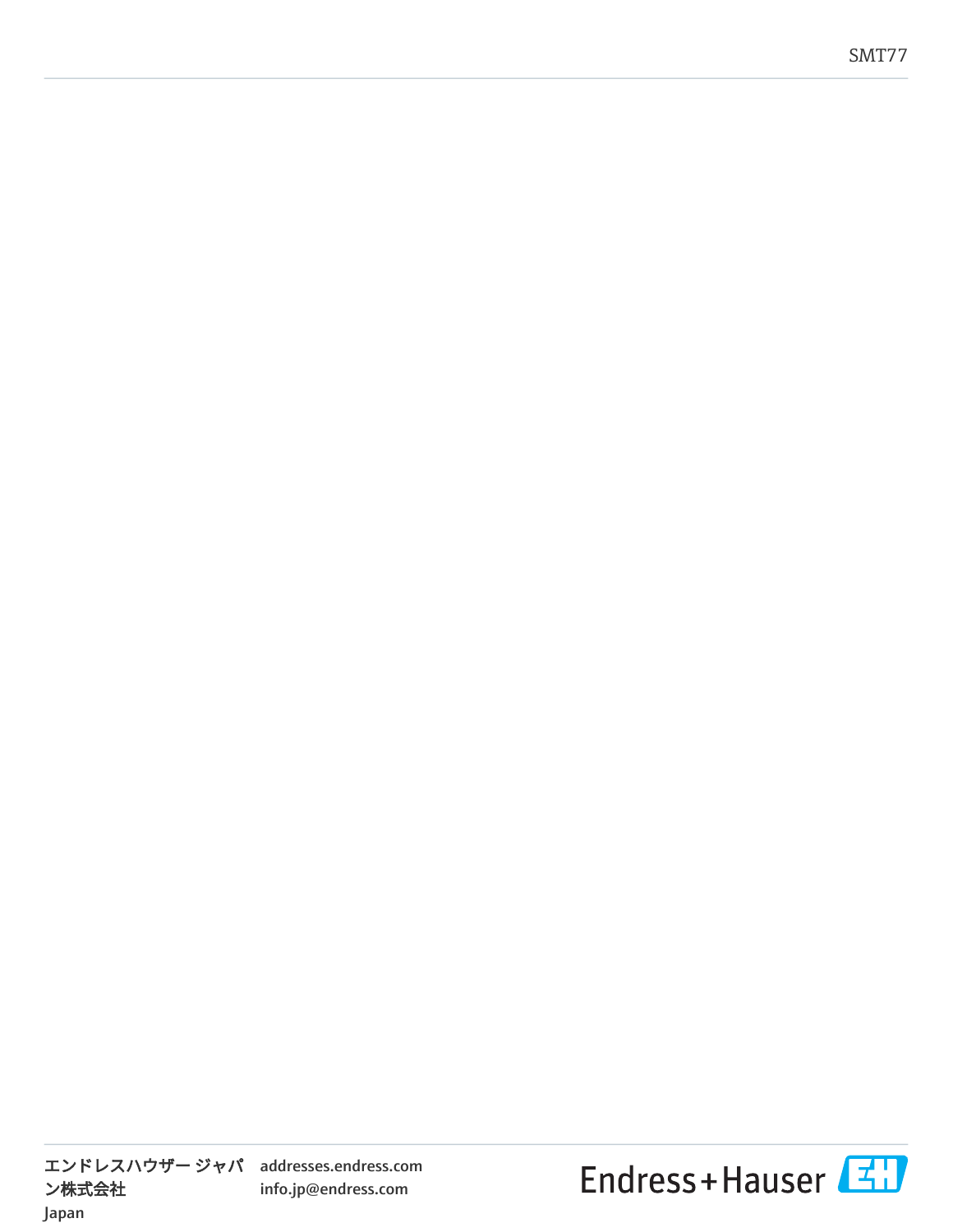エンドレスハウザー ジャパン株式会社
Japan

addresses.endress.com
info.jp@endress.com

Endress+Hauser